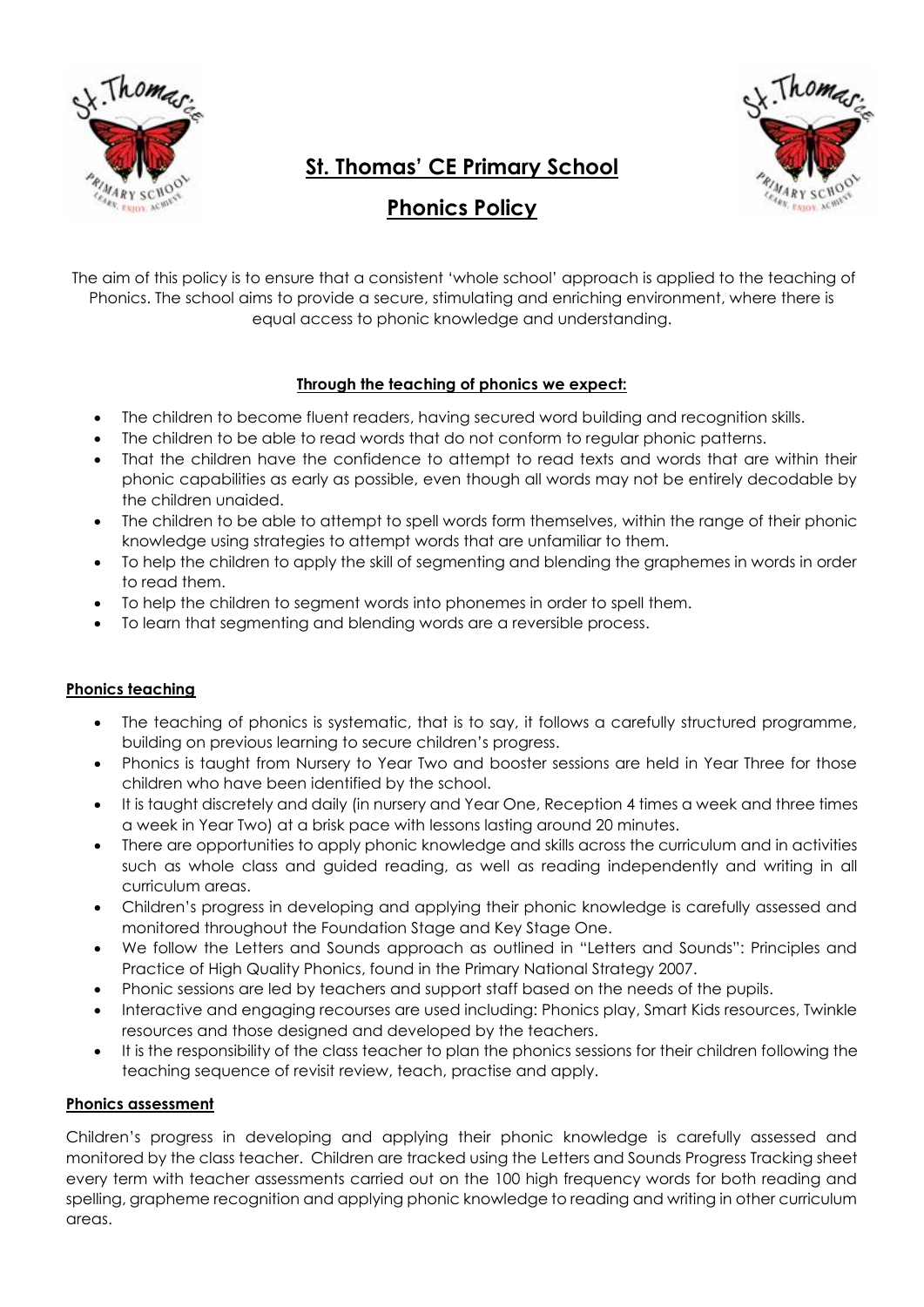# St. Thomas' CE Primary School

# Phonics Policy

The aim of this policy is to ensure that a consistent 'whole school' approach is applied to the teaching of Phonics. The school aims to provide a secure, stimulating and enriching environment, where there is equal access to phonic knowledge and understanding.

**Through the teaching of phonics we expect:**

- The children to become fluent readers, having secured word building and recognition skills.
- The children to be able to read words that do not conform to regular phonic patterns.
- That the children have the confidence to attempt to read texts and words that are within their phonic capabilities as early as possible, even though all words may not be entirely decodable by the children unaided.
- The children to be able to attempt to spell words form themselves, within the range of their phonic knowledge using strategies to attempt words that are unfamiliar to them.
- To help the children to apply the skill of segmenting and blending the graphemes in words in order to read them.
- To help the children to segment words into phonemes in order to spell them.
- To learn that segmenting and blending words are a reversible process.

## Phonics teaching

- The teaching of phonics is systematic, that is to say, it follows a carefully structured programme, building on previous learning to secure children's progress.
- Phonics is taught from Nursery to Year Two and booster sessions are held in Year Three for those children who have been identified by the school.
- It is taught discretely and daily (in nursery and Year One, Reception 4 times a week and three times a week in Year Two) at a brisk pace with lessons lasting around 20 minutes.
- There are opportunities to apply phonic knowledge and skills across the curriculum and in activities such as whole class and guided reading, as well as reading independently and writing in all curriculum areas.
- Children's progress in developing and applying their phonic knowledge is carefully assessed and monitored throughout the Foundation Stage and Key Stage One.
- We follow the Letters and Sounds approach as outlined in "Letters and Sounds": Principles and Practice of High Quality Phonics, found in the Primary National Strategy 2007.
- Phonic sessions are led by teachers and support staff based on the needs of the pupils.
- Interactive and engaging recourses are used including: Phonics play, Smart Kids resources, Twinkle resources and those designed and developed by the teachers.
- It is the responsibility of the class teacher to plan the phonics sessions for their children following the teaching sequence of revisit review, teach, practise and apply.

## Phonics assessment

Children's progress in developing and applying their phonic knowledge is carefully assessed and monitored by the class teacher. Children are tracked using the Letters and Sounds Progress Tracking sheet every term with teacher assessments carried out on the 100 high frequency words for both reading and spelling, grapheme recognition and applying phonic knowledge to reading and writing in other curriculum areas.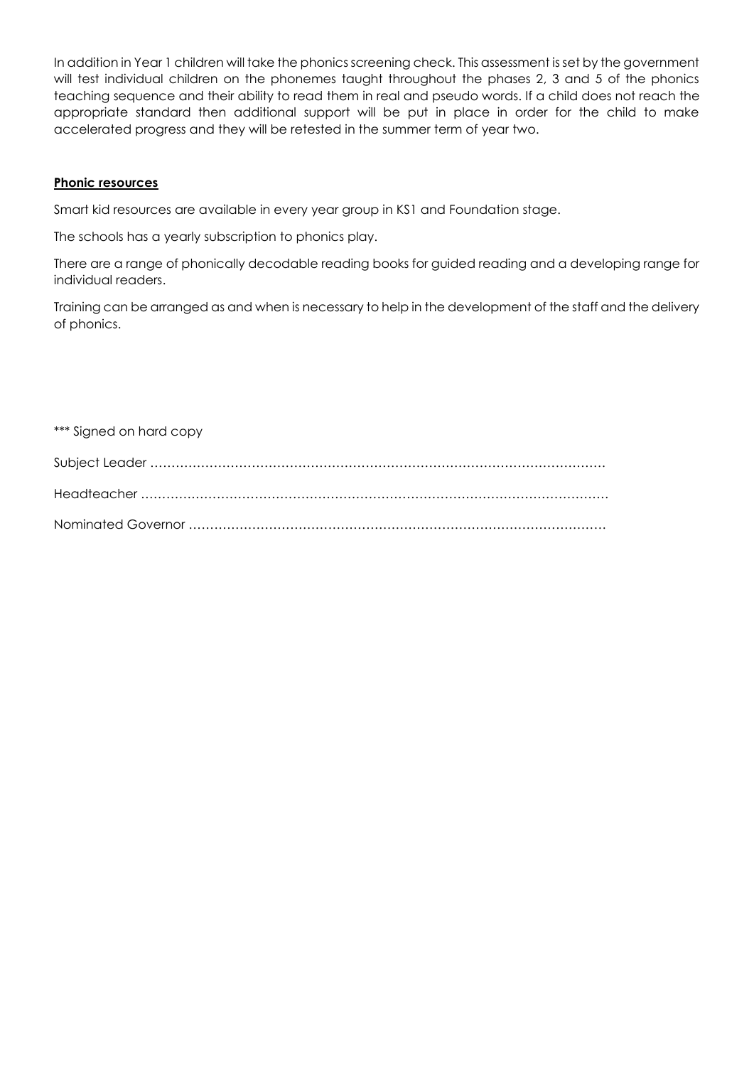In addition in Year 1 children will take the phonics screening check. This assessment is set by the government will test individual children on the phonemes taught throughout the phases 2, 3 and 5 of the phonics teaching sequence and their ability to read them in real and pseudo words. If a child does not reach the appropriate standard then additional support will be put in place in order for the child to make accelerated progress and they will be retested in the summer term of year two.

**Phonic resources**

Smart kid resources are available in every year group in KS1 and Foundation stage.

The schools has a yearly subscription to phonics play.

There are a range of phonically decodable reading books for guided reading and a developing range for individual readers.

Training can be arranged as and when is necessary to help in the development of the staff and the delivery of phonics.

*** Signed on hard copy

Subject Leader ……………………………………………………………………………………………

Headteacher ………………………………………………………………………………………………

Nominated Governor ……………………………………………………………………………………